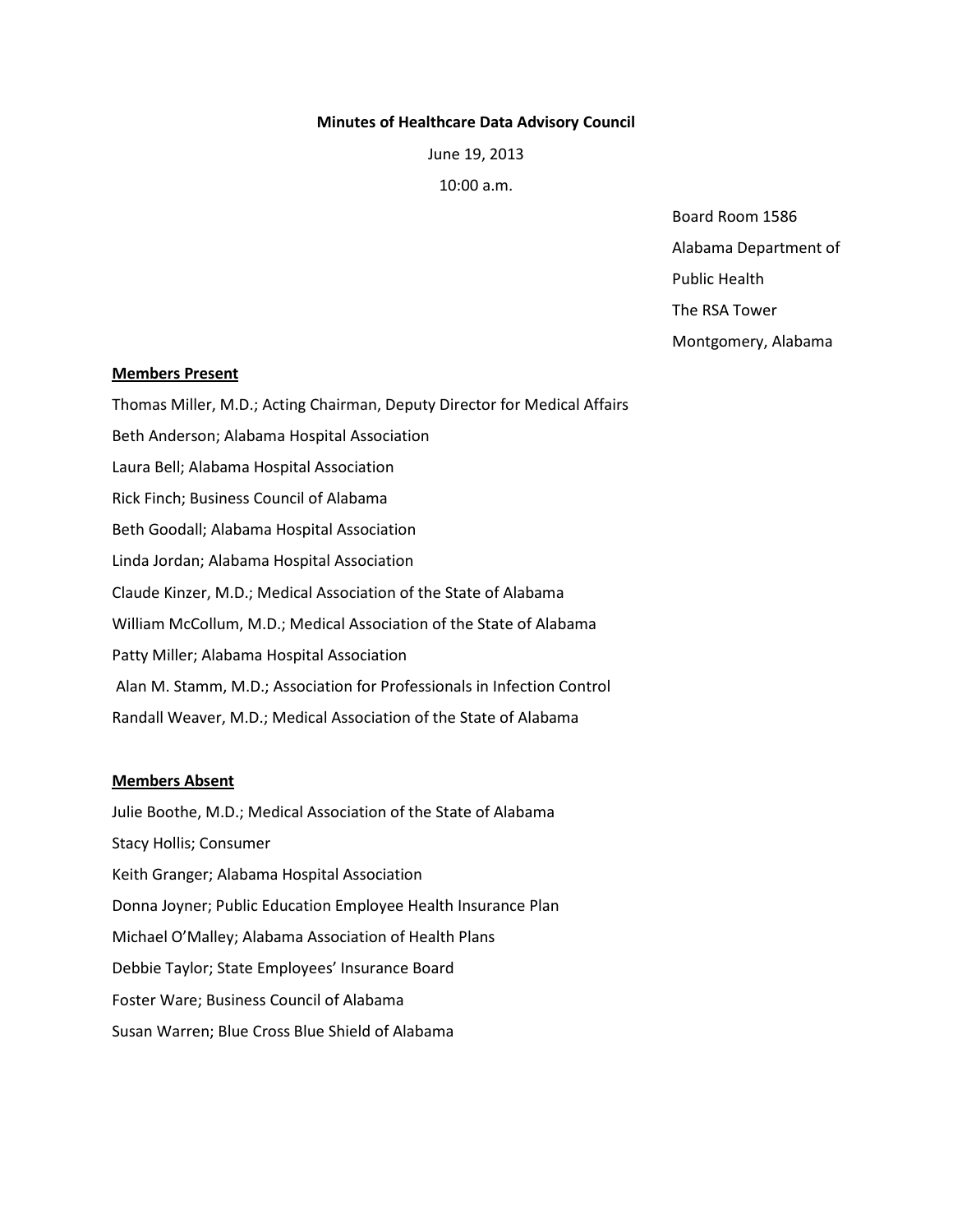**Minutes of Healthcare Data Advisory Council**

June 19, 2013

10:00 a.m.

Board Room 1586
Alabama Department of
Public Health
The RSA Tower
Montgomery, Alabama

**Members Present**

Thomas Miller, M.D.; Acting Chairman, Deputy Director for Medical Affairs
Beth Anderson; Alabama Hospital Association
Laura Bell; Alabama Hospital Association
Rick Finch; Business Council of Alabama
Beth Goodall; Alabama Hospital Association
Linda Jordan; Alabama Hospital Association
Claude Kinzer, M.D.; Medical Association of the State of Alabama
William McCollum, M.D.; Medical Association of the State of Alabama
Patty Miller; Alabama Hospital Association
Alan M. Stamm, M.D.; Association for Professionals in Infection Control
Randall Weaver, M.D.; Medical Association of the State of Alabama

**Members Absent**

Julie Boothe, M.D.; Medical Association of the State of Alabama
Stacy Hollis; Consumer
Keith Granger; Alabama Hospital Association
Donna Joyner; Public Education Employee Health Insurance Plan
Michael O'Malley; Alabama Association of Health Plans
Debbie Taylor; State Employees' Insurance Board
Foster Ware; Business Council of Alabama
Susan Warren; Blue Cross Blue Shield of Alabama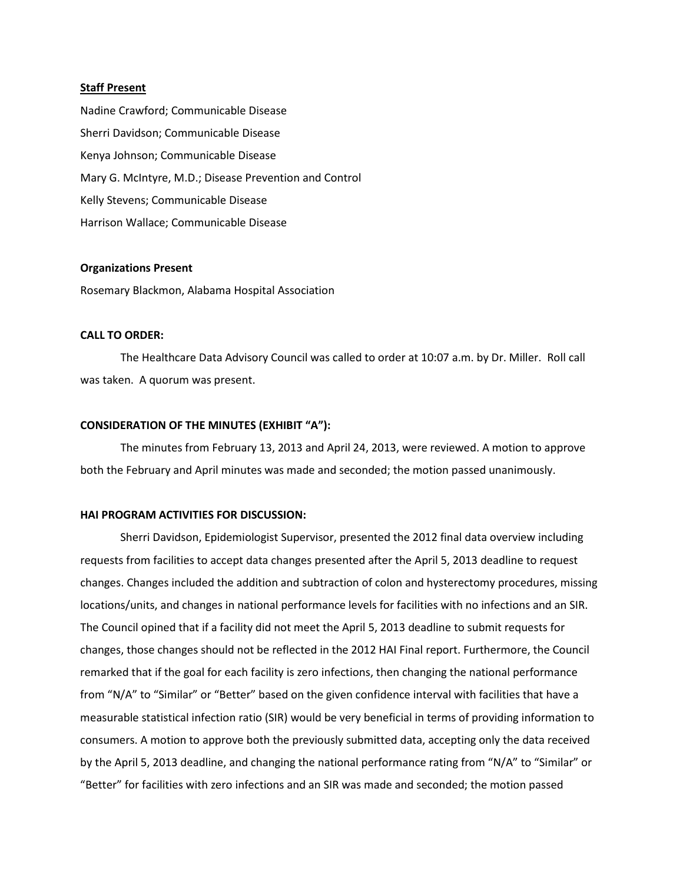**Staff Present**

Nadine Crawford; Communicable Disease

Sherri Davidson; Communicable Disease

Kenya Johnson; Communicable Disease

Mary G. McIntyre, M.D.; Disease Prevention and Control

Kelly Stevens; Communicable Disease

Harrison Wallace; Communicable Disease

**Organizations Present**

Rosemary Blackmon, Alabama Hospital Association

**CALL TO ORDER:**

The Healthcare Data Advisory Council was called to order at 10:07 a.m. by Dr. Miller. Roll call was taken. A quorum was present.

**CONSIDERATION OF THE MINUTES (EXHIBIT "A"):**

The minutes from February 13, 2013 and April 24, 2013, were reviewed. A motion to approve both the February and April minutes was made and seconded; the motion passed unanimously.

**HAI PROGRAM ACTIVITIES FOR DISCUSSION:**

Sherri Davidson, Epidemiologist Supervisor, presented the 2012 final data overview including requests from facilities to accept data changes presented after the April 5, 2013 deadline to request changes. Changes included the addition and subtraction of colon and hysterectomy procedures, missing locations/units, and changes in national performance levels for facilities with no infections and an SIR. The Council opined that if a facility did not meet the April 5, 2013 deadline to submit requests for changes, those changes should not be reflected in the 2012 HAI Final report. Furthermore, the Council remarked that if the goal for each facility is zero infections, then changing the national performance from "N/A" to "Similar" or "Better" based on the given confidence interval with facilities that have a measurable statistical infection ratio (SIR) would be very beneficial in terms of providing information to consumers. A motion to approve both the previously submitted data, accepting only the data received by the April 5, 2013 deadline, and changing the national performance rating from "N/A" to "Similar" or "Better" for facilities with zero infections and an SIR was made and seconded; the motion passed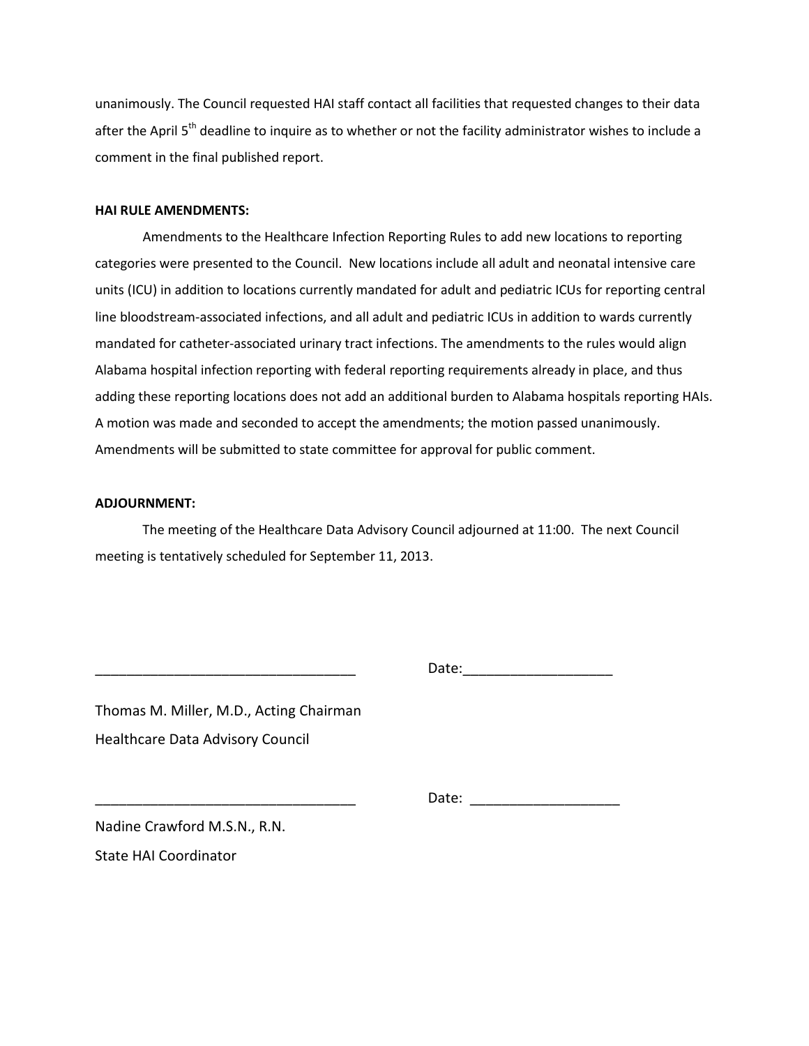unanimously. The Council requested HAI staff contact all facilities that requested changes to their data after the April 5th deadline to inquire as to whether or not the facility administrator wishes to include a comment in the final published report.

**HAI RULE AMENDMENTS:**

Amendments to the Healthcare Infection Reporting Rules to add new locations to reporting categories were presented to the Council. New locations include all adult and neonatal intensive care units (ICU) in addition to locations currently mandated for adult and pediatric ICUs for reporting central line bloodstream-associated infections, and all adult and pediatric ICUs in addition to wards currently mandated for catheter-associated urinary tract infections. The amendments to the rules would align Alabama hospital infection reporting with federal reporting requirements already in place, and thus adding these reporting locations does not add an additional burden to Alabama hospitals reporting HAIs. A motion was made and seconded to accept the amendments; the motion passed unanimously. Amendments will be submitted to state committee for approval for public comment.

**ADJOURNMENT:**

The meeting of the Healthcare Data Advisory Council adjourned at 11:00. The next Council meeting is tentatively scheduled for September 11, 2013.

__________________________________ Date:___________________

Thomas M. Miller, M.D., Acting Chairman
Healthcare Data Advisory Council

__________________________________ Date: ___________________

Nadine Crawford M.S.N., R.N.
State HAI Coordinator